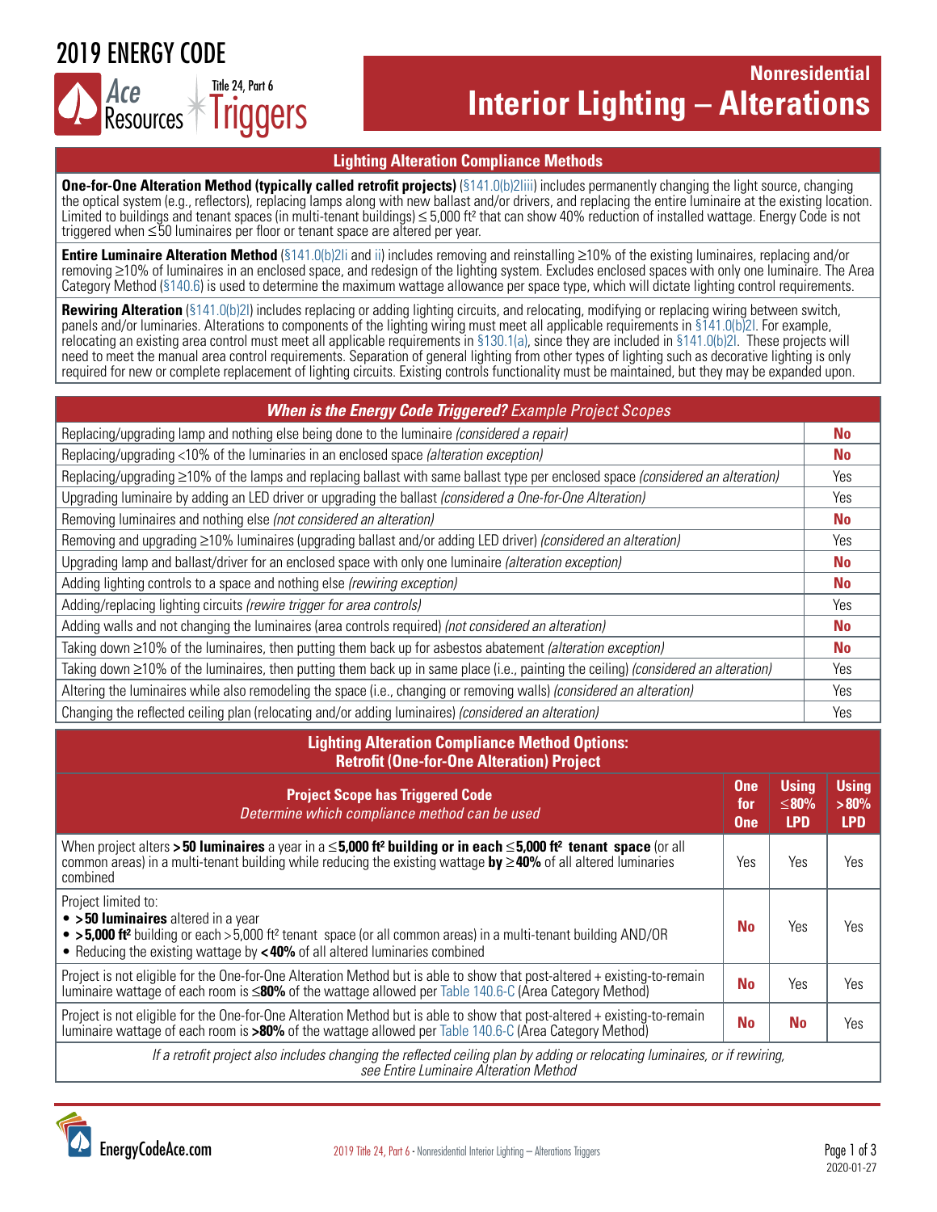# 2019 ENERGY CODE

Ace Resources — Title 24, Part 6 Triggers

## Nonresidential
# Interior Lighting – Alterations

## Lighting Alteration Compliance Methods

**One-for-One Alteration Method (typically called retrofit projects)** (§141.0(b)2Iiii) includes permanently changing the light source, changing the optical system (e.g., reflectors), replacing lamps along with new ballast and/or drivers, and replacing the entire luminaire at the existing location. Limited to buildings and tenant spaces (in multi-tenant buildings) ≤ 5,000 ft² that can show 40% reduction of installed wattage. Energy Code is not triggered when ≤50 luminaires per floor or tenant space are altered per year.

**Entire Luminaire Alteration Method** (§141.0(b)2Ii and ii) includes removing and reinstalling ≥10% of the existing luminaires, replacing and/or removing ≥10% of luminaires in an enclosed space, and redesign of the lighting system. Excludes enclosed spaces with only one luminaire. The Area Category Method (§140.6) is used to determine the maximum wattage allowance per space type, which will dictate lighting control requirements.

**Rewiring Alteration** (§141.0(b)2I) includes replacing or adding lighting circuits, and relocating, modifying or replacing wiring between switch, panels and/or luminaires. Alterations to components of the lighting wiring must meet all applicable requirements in §141.0(b)2I. For example, relocating an existing area control must meet all applicable requirements in §130.1(a), since they are included in §141.0(b)2I. These projects will need to meet the manual area control requirements. Separation of general lighting from other types of lighting such as decorative lighting is only required for new or complete replacement of lighting circuits. Existing controls functionality must be maintained, but they may be expanded upon.

| ***When is the Energy Code Triggered?*** *Example Project Scopes* | |
|---|---|
| Replacing/upgrading lamp and nothing else being done to the luminaire *(considered a repair)* | **No** |
| Replacing/upgrading <10% of the luminaries in an enclosed space *(alteration exception)* | **No** |
| Replacing/upgrading ≥10% of the lamps and replacing ballast with same ballast type per enclosed space *(considered an alteration)* | Yes |
| Upgrading luminaire by adding an LED driver or upgrading the ballast *(considered a One-for-One Alteration)* | Yes |
| Removing luminaires and nothing else *(not considered an alteration)* | **No** |
| Removing and upgrading ≥10% luminaires (upgrading ballast and/or adding LED driver) *(considered an alteration)* | Yes |
| Upgrading lamp and ballast/driver for an enclosed space with only one luminaire *(alteration exception)* | **No** |
| Adding lighting controls to a space and nothing else *(rewiring exception)* | **No** |
| Adding/replacing lighting circuits *(rewire trigger for area controls)* | Yes |
| Adding walls and not changing the luminaires (area controls required) *(not considered an alteration)* | **No** |
| Taking down ≥10% of the luminaires, then putting them back up for asbestos abatement *(alteration exception)* | **No** |
| Taking down ≥10% of the luminaires, then putting them back up in same place (i.e., painting the ceiling) *(considered an alteration)* | Yes |
| Altering the luminaires while also remodeling the space (i.e., changing or removing walls) *(considered an alteration)* | Yes |
| Changing the reflected ceiling plan (relocating and/or adding luminaires) *(considered an alteration)* | Yes |

## Lighting Alteration Compliance Method Options: Retrofit (One-for-One Alteration) Project

| **Project Scope has Triggered Code** *Determine which compliance method can be used* | **One for One** | **Using ≤80% LPD** | **Using >80% LPD** |
|---|---|---|---|
| When project alters **>50 luminaires** a year in a ≤**5,000 ft² building or in each** ≤**5,000 ft² tenant space** (or all common areas) in a multi-tenant building while reducing the existing wattage **by** ≥**40%** of all altered luminaires combined | Yes | Yes | Yes |
| Project limited to:<br>• **>50 luminaires** altered in a year<br>• **>5,000 ft²** building or each >5,000 ft² tenant space (or all common areas) in a multi-tenant building AND/OR<br>• Reducing the existing wattage by **<40%** of all altered luminaires combined | **No** | Yes | Yes |
| Project is not eligible for the One-for-One Alteration Method but is able to show that post-altered + existing-to-remain luminaire wattage of each room is ≤**80%** of the wattage allowed per Table 140.6-C (Area Category Method) | **No** | Yes | Yes |
| Project is not eligible for the One-for-One Alteration Method but is able to show that post-altered + existing-to-remain luminaire wattage of each room is **>80%** of the wattage allowed per Table 140.6-C (Area Category Method) | **No** | **No** | Yes |

*If a retrofit project also includes changing the reflected ceiling plan by adding or relocating luminaires, or if rewiring, see Entire Luminaire Alteration Method*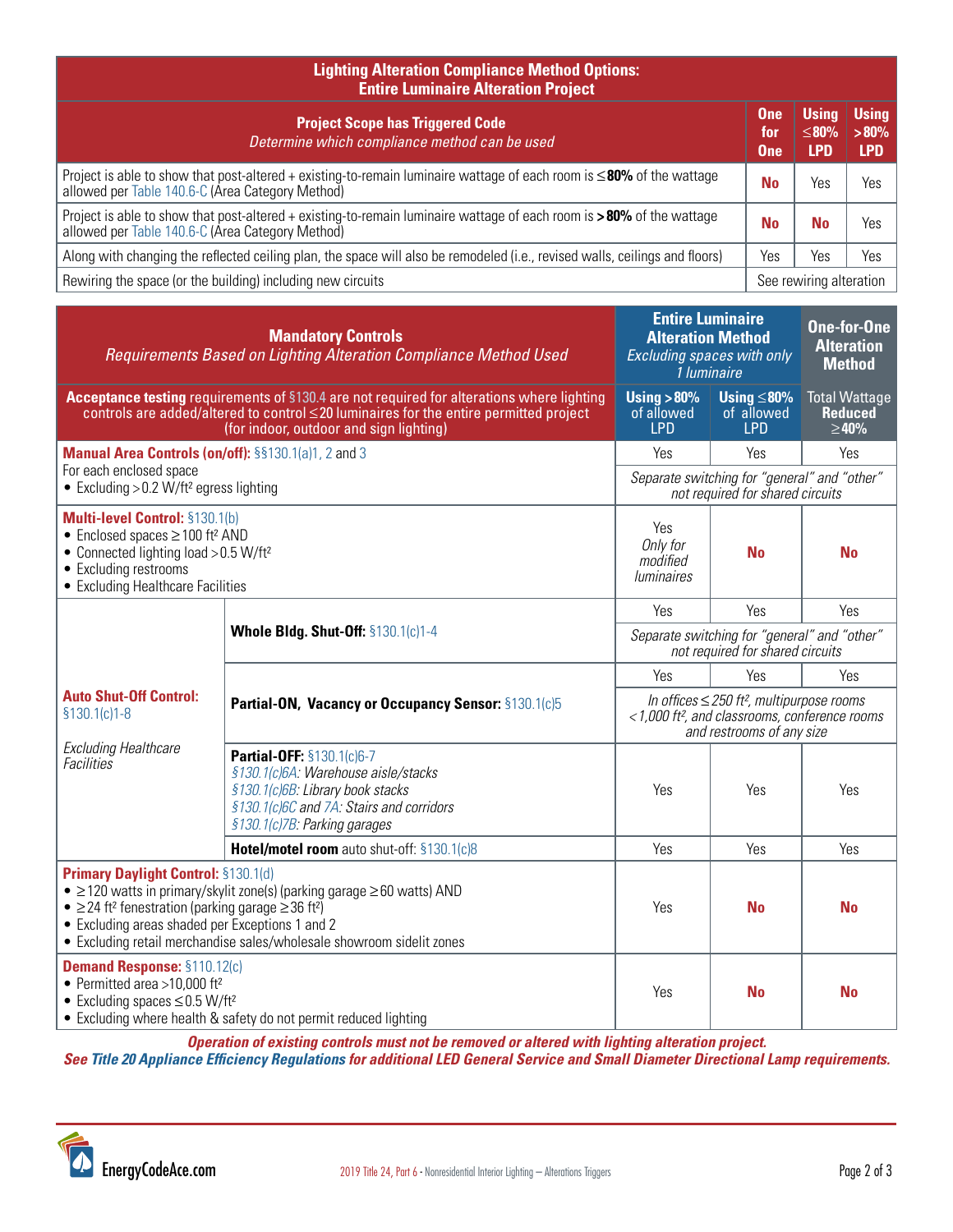| Lighting Alteration Compliance Method Options: Entire Luminaire Alteration Project | | | |
|---|---|---|---|
| **Project Scope has Triggered Code** *Determine which compliance method can be used* | **One for One** | **Using ≤80% LPD** | **Using >80% LPD** |
| Project is able to show that post-altered + existing-to-remain luminaire wattage of each room is **≤80%** of the wattage allowed per Table 140.6-C (Area Category Method) | **No** | Yes | Yes |
| Project is able to show that post-altered + existing-to-remain luminaire wattage of each room is **>80%** of the wattage allowed per Table 140.6-C (Area Category Method) | **No** | **No** | Yes |
| Along with changing the reflected ceiling plan, the space will also be remodeled (i.e., revised walls, ceilings and floors) | Yes | Yes | Yes |
| Rewiring the space (or the building) including new circuits | See rewiring alteration | | |

| **Mandatory Controls** *Requirements Based on Lighting Alteration Compliance Method Used* | | **Entire Luminaire Alteration Method** *Excluding spaces with only 1 luminaire* | | **One-for-One Alteration Method** |
|---|---|---|---|---|
| **Acceptance testing** requirements of §130.4 are not required for alterations where lighting controls are added/altered to control ≤20 luminaires for the entire permitted project (for indoor, outdoor and sign lighting) | | **Using >80%** of allowed LPD | **Using ≤80%** of allowed LPD | Total Wattage **Reduced ≥40%** |
| **Manual Area Controls (on/off):** §§130.1(a)1, 2 and 3<br>For each enclosed space<br>• Excluding >0.2 W/ft² egress lighting | | Yes | Yes | Yes |
| | | *Separate switching for "general" and "other" not required for shared circuits* | | |
| **Multi-level Control:** §130.1(b)<br>• Enclosed spaces ≥100 ft² AND<br>• Connected lighting load >0.5 W/ft²<br>• Excluding restrooms<br>• Excluding Healthcare Facilities | | Yes *Only for modified luminaires* | **No** | **No** |
| **Auto Shut-Off Control:** §130.1(c)1-8<br>*Excluding Healthcare Facilities* | **Whole Bldg. Shut-Off:** §130.1(c)1-4 | Yes | Yes | Yes |
| | | *Separate switching for "general" and "other" not required for shared circuits* | | |
| | **Partial-ON, Vacancy or Occupancy Sensor:** §130.1(c)5 | Yes | Yes | Yes |
| | | *In offices ≤250 ft², multipurpose rooms <1,000 ft², and classrooms, conference rooms and restrooms of any size* | | |
| | **Partial-OFF:** §130.1(c)6-7<br>*§130.1(c)6A: Warehouse aisle/stacks*<br>*§130.1(c)6B: Library book stacks*<br>*§130.1(c)6C and 7A: Stairs and corridors*<br>*§130.1(c)7B: Parking garages* | Yes | Yes | Yes |
| | **Hotel/motel room** auto shut-off: §130.1(c)8 | Yes | Yes | Yes |
| **Primary Daylight Control:** §130.1(d)<br>• ≥120 watts in primary/skylit zone(s) (parking garage ≥60 watts) AND<br>• ≥24 ft² fenestration (parking garage ≥36 ft²)<br>• Excluding areas shaded per Exceptions 1 and 2<br>• Excluding retail merchandise sales/wholesale showroom sidelit zones | | Yes | **No** | **No** |
| **Demand Response:** §110.12(c)<br>• Permitted area >10,000 ft²<br>• Excluding spaces ≤0.5 W/ft²<br>• Excluding where health & safety do not permit reduced lighting | | Yes | **No** | **No** |

***Operation of existing controls must not be removed or altered with lighting alteration project.***
***See Title 20 Appliance Efficiency Regulations for additional LED General Service and Small Diameter Directional Lamp requirements.***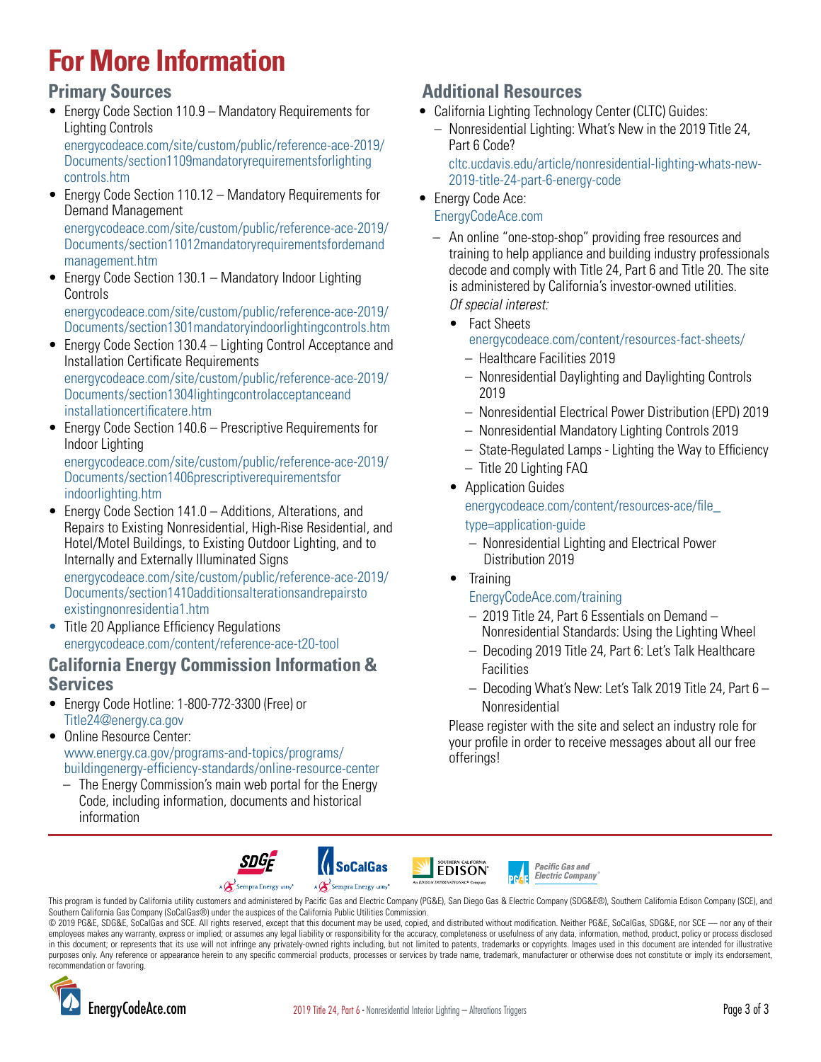# For More Information

## Primary Sources

- Energy Code Section 110.9 – Mandatory Requirements for Lighting Controls
  energycodeace.com/site/custom/public/reference-ace-2019/Documents/section1109mandatoryrequirementsforlightingcontrols.htm
- Energy Code Section 110.12 – Mandatory Requirements for Demand Management
  energycodeace.com/site/custom/public/reference-ace-2019/Documents/section11012mandatoryrequirementsfordemandmanagement.htm
- Energy Code Section 130.1 – Mandatory Indoor Lighting Controls
  energycodeace.com/site/custom/public/reference-ace-2019/Documents/section1301mandatoryindoorlightingcontrols.htm
- Energy Code Section 130.4 – Lighting Control Acceptance and Installation Certificate Requirements
  energycodeace.com/site/custom/public/reference-ace-2019/Documents/section1304lightingcontrolacceptanceandinstallationcertificatere.htm
- Energy Code Section 140.6 – Prescriptive Requirements for Indoor Lighting
  energycodeace.com/site/custom/public/reference-ace-2019/Documents/section1406prescriptiverequirementsforindoorlighting.htm
- Energy Code Section 141.0 – Additions, Alterations, and Repairs to Existing Nonresidential, High-Rise Residential, and Hotel/Motel Buildings, to Existing Outdoor Lighting, and to Internally and Externally Illuminated Signs
  energycodeace.com/site/custom/public/reference-ace-2019/Documents/section1410additionsalterationsandrepairstoexistingnonresidentia1.htm
- Title 20 Appliance Efficiency Regulations
  energycodeace.com/content/reference-ace-t20-tool

## California Energy Commission Information & Services

- Energy Code Hotline: 1-800-772-3300 (Free) or Title24@energy.ca.gov
- Online Resource Center:
  www.energy.ca.gov/programs-and-topics/programs/buildingenergy-efficiency-standards/online-resource-center
  - The Energy Commission's main web portal for the Energy Code, including information, documents and historical information

## Additional Resources

- California Lighting Technology Center (CLTC) Guides:
  - Nonresidential Lighting: What's New in the 2019 Title 24, Part 6 Code?
    cltc.ucdavis.edu/article/nonresidential-lighting-whats-new-2019-title-24-part-6-energy-code
- Energy Code Ace:
  EnergyCodeAce.com
  - An online "one-stop-shop" providing free resources and training to help appliance and building industry professionals decode and comply with Title 24, Part 6 and Title 20. The site is administered by California's investor-owned utilities.
    *Of special interest:*
    - Fact Sheets
      energycodeace.com/content/resources-fact-sheets/
      - Healthcare Facilities 2019
      - Nonresidential Daylighting and Daylighting Controls 2019
      - Nonresidential Electrical Power Distribution (EPD) 2019
      - Nonresidential Mandatory Lighting Controls 2019
      - State-Regulated Lamps - Lighting the Way to Efficiency
      - Title 20 Lighting FAQ
    - Application Guides
      energycodeace.com/content/resources-ace/file_type=application-guide
      - Nonresidential Lighting and Electrical Power Distribution 2019
    - Training
      EnergyCodeAce.com/training
      - 2019 Title 24, Part 6 Essentials on Demand – Nonresidential Standards: Using the Lighting Wheel
      - Decoding 2019 Title 24, Part 6: Let's Talk Healthcare Facilities
      - Decoding What's New: Let's Talk 2019 Title 24, Part 6 – Nonresidential

    Please register with the site and select an industry role for your profile in order to receive messages about all our free offerings!

This program is funded by California utility customers and administered by Pacific Gas and Electric Company (PG&E), San Diego Gas & Electric Company (SDG&E®), Southern California Edison Company (SCE), and Southern California Gas Company (SoCalGas®) under the auspices of the California Public Utilities Commission.

© 2019 PG&E, SDG&E, SoCalGas and SCE. All rights reserved, except that this document may be used, copied, and distributed without modification. Neither PG&E, SoCalGas, SDG&E, nor SCE — nor any of their employees makes any warranty, express or implied; or assumes any legal liability or responsibility for the accuracy, completeness or usefulness of any data, information, method, product, policy or process disclosed in this document; or represents that its use will not infringe any privately-owned rights including, but not limited to patents, trademarks or copyrights. Images used in this document are intended for illustrative purposes only. Any reference or appearance herein to any specific commercial products, processes or services by trade name, trademark, manufacturer or otherwise does not constitute or imply its endorsement, recommendation or favoring.